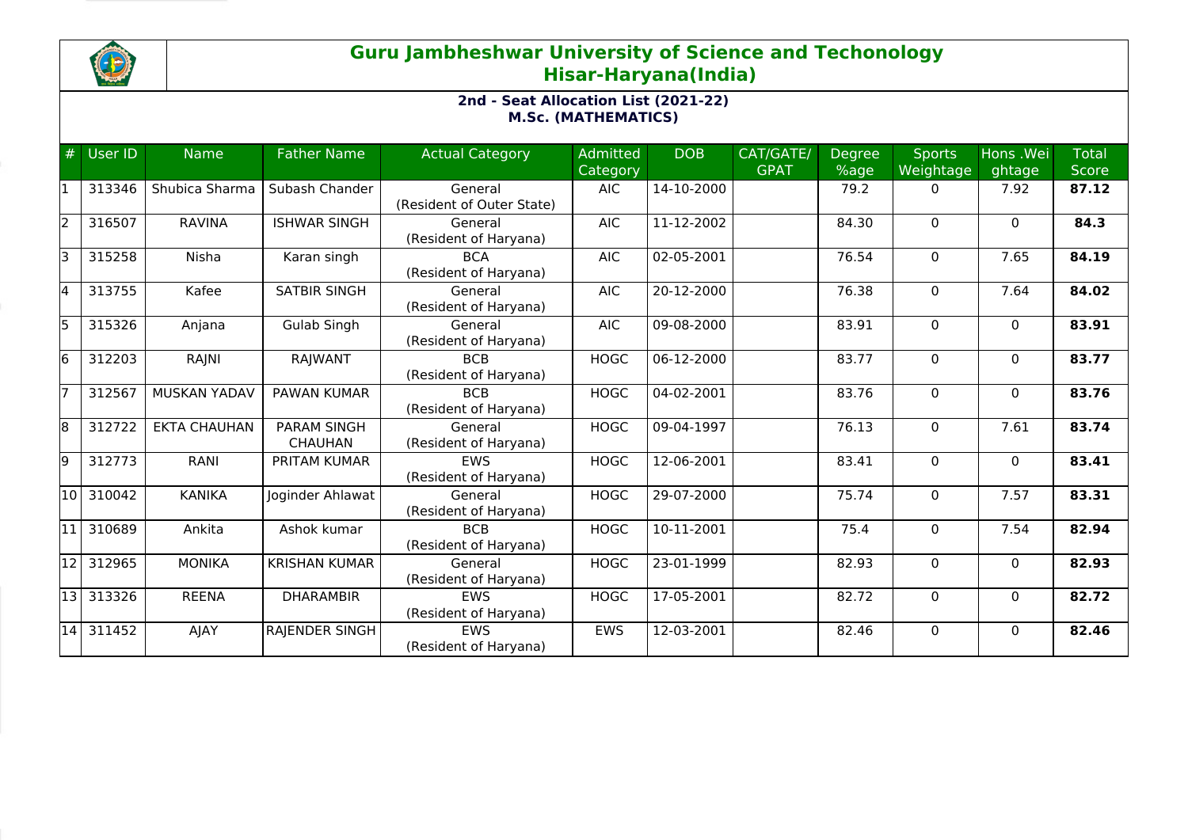# Guru Jambheshwar University of Science and Techonology
## Hisar-Haryana(India)

### 2nd - Seat Allocation List (2021-22)
### M.Sc. (MATHEMATICS)

| # | User ID | Name | Father Name | Actual Category | Admitted Category | DOB | CAT/GATE/ GPAT | Degree %age | Sports Weightage | Hons .Weightage | Total Score |
|---|---|---|---|---|---|---|---|---|---|---|---|
| 1 | 313346 | Shubica Sharma | Subash Chander | General (Resident of Outer State) | AIC | 14-10-2000 | | 79.2 | 0 | 7.92 | **87.12** |
| 2 | 316507 | RAVINA | ISHWAR SINGH | General (Resident of Haryana) | AIC | 11-12-2002 | | 84.30 | 0 | 0 | **84.3** |
| 3 | 315258 | Nisha | Karan singh | BCA (Resident of Haryana) | AIC | 02-05-2001 | | 76.54 | 0 | 7.65 | **84.19** |
| 4 | 313755 | Kafee | SATBIR SINGH | General (Resident of Haryana) | AIC | 20-12-2000 | | 76.38 | 0 | 7.64 | **84.02** |
| 5 | 315326 | Anjana | Gulab Singh | General (Resident of Haryana) | AIC | 09-08-2000 | | 83.91 | 0 | 0 | **83.91** |
| 6 | 312203 | RAJNI | RAJWANT | BCB (Resident of Haryana) | HOGC | 06-12-2000 | | 83.77 | 0 | 0 | **83.77** |
| 7 | 312567 | MUSKAN YADAV | PAWAN KUMAR | BCB (Resident of Haryana) | HOGC | 04-02-2001 | | 83.76 | 0 | 0 | **83.76** |
| 8 | 312722 | EKTA CHAUHAN | PARAM SINGH CHAUHAN | General (Resident of Haryana) | HOGC | 09-04-1997 | | 76.13 | 0 | 7.61 | **83.74** |
| 9 | 312773 | RANI | PRITAM KUMAR | EWS (Resident of Haryana) | HOGC | 12-06-2001 | | 83.41 | 0 | 0 | **83.41** |
| 10 | 310042 | KANIKA | Joginder Ahlawat | General (Resident of Haryana) | HOGC | 29-07-2000 | | 75.74 | 0 | 7.57 | **83.31** |
| 11 | 310689 | Ankita | Ashok kumar | BCB (Resident of Haryana) | HOGC | 10-11-2001 | | 75.4 | 0 | 7.54 | **82.94** |
| 12 | 312965 | MONIKA | KRISHAN KUMAR | General (Resident of Haryana) | HOGC | 23-01-1999 | | 82.93 | 0 | 0 | **82.93** |
| 13 | 313326 | REENA | DHARAMBIR | EWS (Resident of Haryana) | HOGC | 17-05-2001 | | 82.72 | 0 | 0 | **82.72** |
| 14 | 311452 | AJAY | RAJENDER SINGH | EWS (Resident of Haryana) | EWS | 12-03-2001 | | 82.46 | 0 | 0 | **82.46** |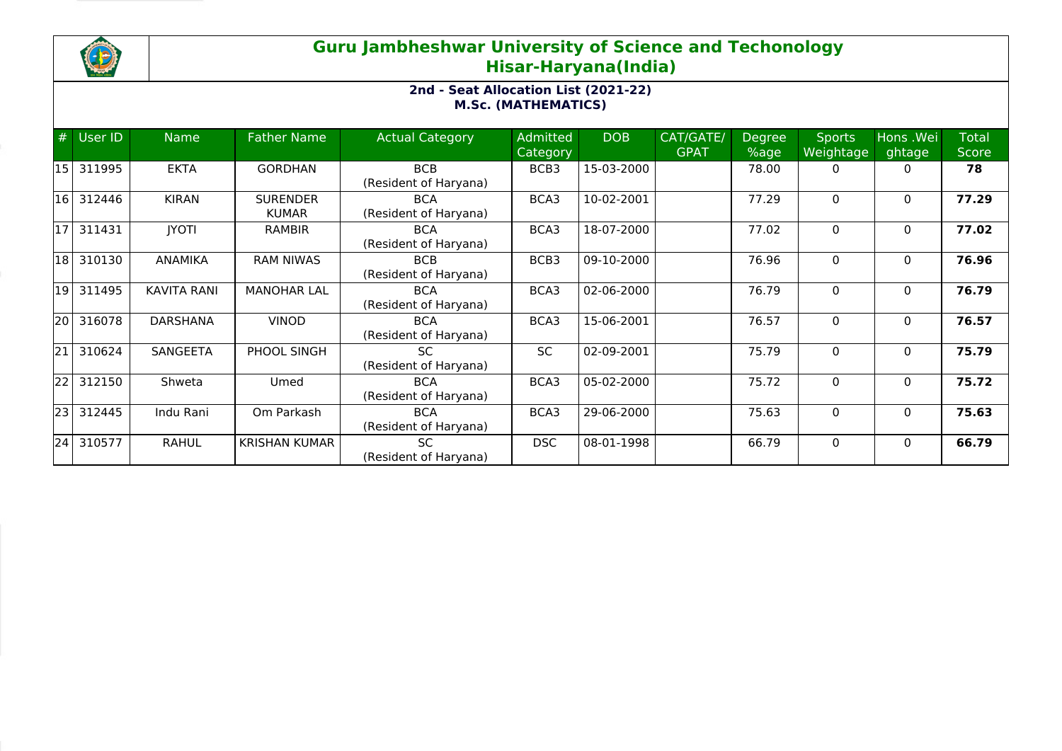# Guru Jambheshwar University of Science and Techonology
## Hisar-Haryana(India)

### 2nd - Seat Allocation List (2021-22)
### M.Sc. (MATHEMATICS)

| # | User ID | Name | Father Name | Actual Category | Admitted Category | DOB | CAT/GATE/ GPAT | Degree %age | Sports Weightage | Hons .Weightage | Total Score |
|---|---|---|---|---|---|---|---|---|---|---|---|
| 15 | 311995 | EKTA | GORDHAN | BCB (Resident of Haryana) | BCB3 | 15-03-2000 | | 78.00 | 0 | 0 | **78** |
| 16 | 312446 | KIRAN | SURENDER KUMAR | BCA (Resident of Haryana) | BCA3 | 10-02-2001 | | 77.29 | 0 | 0 | **77.29** |
| 17 | 311431 | JYOTI | RAMBIR | BCA (Resident of Haryana) | BCA3 | 18-07-2000 | | 77.02 | 0 | 0 | **77.02** |
| 18 | 310130 | ANAMIKA | RAM NIWAS | BCB (Resident of Haryana) | BCB3 | 09-10-2000 | | 76.96 | 0 | 0 | **76.96** |
| 19 | 311495 | KAVITA RANI | MANOHAR LAL | BCA (Resident of Haryana) | BCA3 | 02-06-2000 | | 76.79 | 0 | 0 | **76.79** |
| 20 | 316078 | DARSHANA | VINOD | BCA (Resident of Haryana) | BCA3 | 15-06-2001 | | 76.57 | 0 | 0 | **76.57** |
| 21 | 310624 | SANGEETA | PHOOL SINGH | SC (Resident of Haryana) | SC | 02-09-2001 | | 75.79 | 0 | 0 | **75.79** |
| 22 | 312150 | Shweta | Umed | BCA (Resident of Haryana) | BCA3 | 05-02-2000 | | 75.72 | 0 | 0 | **75.72** |
| 23 | 312445 | Indu Rani | Om Parkash | BCA (Resident of Haryana) | BCA3 | 29-06-2000 | | 75.63 | 0 | 0 | **75.63** |
| 24 | 310577 | RAHUL | KRISHAN KUMAR | SC (Resident of Haryana) | DSC | 08-01-1998 | | 66.79 | 0 | 0 | **66.79** |